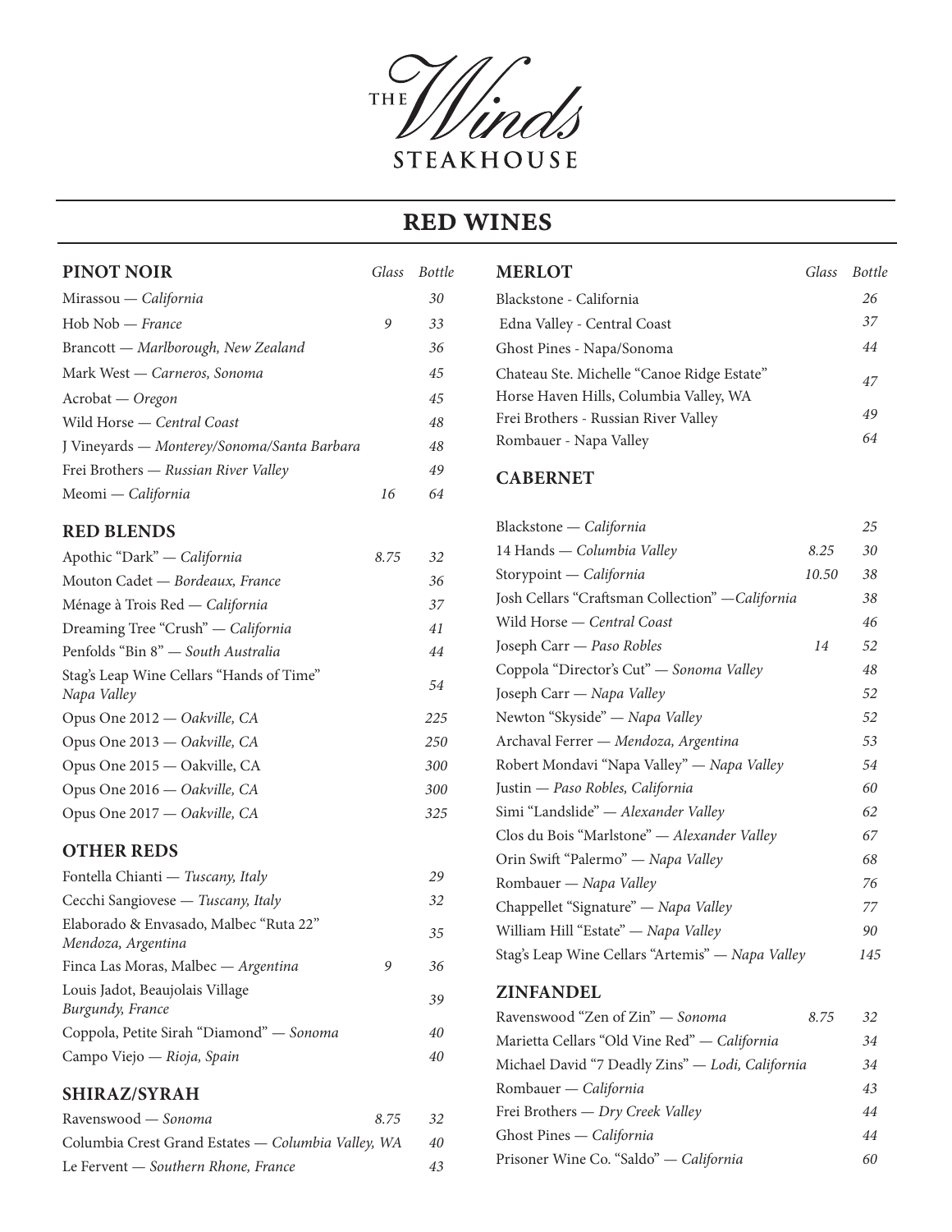# THE Winds STEAKHOUSE

## RED WINES

### PINOT NOIR

| Wine | Glass | Bottle |
|---|---|---|
| Mirassou — *California* | | 30 |
| Hob Nob — *France* | 9 | 33 |
| Brancott — *Marlborough, New Zealand* | | 36 |
| Mark West — *Carneros, Sonoma* | | 45 |
| Acrobat — *Oregon* | | 45 |
| Wild Horse — *Central Coast* | | 48 |
| J Vineyards — *Monterey/Sonoma/Santa Barbara* | | 48 |
| Frei Brothers — *Russian River Valley* | | 49 |
| Meomi — *California* | 16 | 64 |

### RED BLENDS

| Wine | Glass | Bottle |
|---|---|---|
| Apothic "Dark" — *California* | 8.75 | 32 |
| Mouton Cadet — *Bordeaux, France* | | 36 |
| Ménage à Trois Red — *California* | | 37 |
| Dreaming Tree "Crush" — *California* | | 41 |
| Penfolds "Bin 8" — *South Australia* | | 44 |
| Stag's Leap Wine Cellars "Hands of Time" *Napa Valley* | | 54 |
| Opus One 2012 — *Oakville, CA* | | 225 |
| Opus One 2013 — *Oakville, CA* | | 250 |
| Opus One 2015 — Oakville, CA | | 300 |
| Opus One 2016 — *Oakville, CA* | | 300 |
| Opus One 2017 — *Oakville, CA* | | 325 |

### OTHER REDS

| Wine | Glass | Bottle |
|---|---|---|
| Fontella Chianti — *Tuscany, Italy* | | 29 |
| Cecchi Sangiovese — *Tuscany, Italy* | | 32 |
| Elaborado & Envasado, Malbec "Ruta 22" *Mendoza, Argentina* | | 35 |
| Finca Las Moras, Malbec — *Argentina* | 9 | 36 |
| Louis Jadot, Beaujolais Village *Burgundy, France* | | 39 |
| Coppola, Petite Sirah "Diamond" — *Sonoma* | | 40 |
| Campo Viejo — *Rioja, Spain* | | 40 |

### SHIRAZ/SYRAH

| Wine | Glass | Bottle |
|---|---|---|
| Ravenswood — *Sonoma* | 8.75 | 32 |
| Columbia Crest Grand Estates — *Columbia Valley, WA* | | 40 |
| Le Fervent — *Southern Rhone, France* | | 43 |

### MERLOT

| Wine | Glass | Bottle |
|---|---|---|
| Blackstone - California | | 26 |
| Edna Valley - Central Coast | | 37 |
| Ghost Pines - Napa/Sonoma | | 44 |
| Chateau Ste. Michelle "Canoe Ridge Estate" Horse Haven Hills, Columbia Valley, WA | | 47 |
| Frei Brothers - Russian River Valley | | 49 |
| Rombauer - Napa Valley | | 64 |

### CABERNET

| Wine | Glass | Bottle |
|---|---|---|
| Blackstone — *California* | | 25 |
| 14 Hands — *Columbia Valley* | 8.25 | 30 |
| Storypoint — *California* | 10.50 | 38 |
| Josh Cellars "Craftsman Collection" —*California* | | 38 |
| Wild Horse — *Central Coast* | | 46 |
| Joseph Carr — *Paso Robles* | 14 | 52 |
| Coppola "Director's Cut" — *Sonoma Valley* | | 48 |
| Joseph Carr — *Napa Valley* | | 52 |
| Newton "Skyside" — *Napa Valley* | | 52 |
| Archaval Ferrer — *Mendoza, Argentina* | | 53 |
| Robert Mondavi "Napa Valley" — *Napa Valley* | | 54 |
| Justin — *Paso Robles, California* | | 60 |
| Simi "Landslide" — *Alexander Valley* | | 62 |
| Clos du Bois "Marlstone" — *Alexander Valley* | | 67 |
| Orin Swift "Palermo" — *Napa Valley* | | 68 |
| Rombauer — *Napa Valley* | | 76 |
| Chappellet "Signature" — *Napa Valley* | | 77 |
| William Hill "Estate" — *Napa Valley* | | 90 |
| Stag's Leap Wine Cellars "Artemis" — *Napa Valley* | | 145 |

### ZINFANDEL

| Wine | Glass | Bottle |
|---|---|---|
| Ravenswood "Zen of Zin" — *Sonoma* | 8.75 | 32 |
| Marietta Cellars "Old Vine Red" — *California* | | 34 |
| Michael David "7 Deadly Zins" — *Lodi, California* | | 34 |
| Rombauer — *California* | | 43 |
| Frei Brothers — *Dry Creek Valley* | | 44 |
| Ghost Pines — *California* | | 44 |
| Prisoner Wine Co. "Saldo" — *California* | | 60 |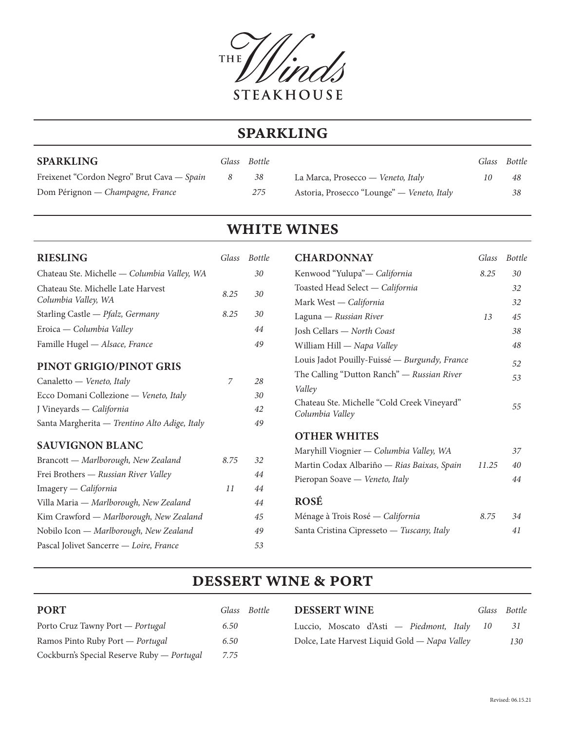# THE *Winds* STEAKHOUSE

## SPARKLING

| SPARKLING | Glass | Bottle |
|---|---|---|
| Freixenet "Cordon Negro" Brut Cava — *Spain* | 8 | 38 |
| Dom Pérignon — *Champagne, France* | | 275 |
| La Marca, Prosecco — *Veneto, Italy* | 10 | 48 |
| Astoria, Prosecco "Lounge" — *Veneto, Italy* | | 38 |

## WHITE WINES

| RIESLING | Glass | Bottle |
|---|---|---|
| Chateau Ste. Michelle — *Columbia Valley, WA* | | 30 |
| Chateau Ste. Michelle Late Harvest *Columbia Valley, WA* | 8.25 | 30 |
| Starling Castle — *Pfalz, Germany* | 8.25 | 30 |
| Eroica — *Columbia Valley* | | 44 |
| Famille Hugel — *Alsace, France* | | 49 |

| PINOT GRIGIO/PINOT GRIS | Glass | Bottle |
|---|---|---|
| Canaletto — *Veneto, Italy* | 7 | 28 |
| Ecco Domani Collezione — *Veneto, Italy* | | 30 |
| J Vineyards — *California* | | 42 |
| Santa Margherita — *Trentino Alto Adige, Italy* | | 49 |

| SAUVIGNON BLANC | Glass | Bottle |
|---|---|---|
| Brancott — *Marlborough, New Zealand* | 8.75 | 32 |
| Frei Brothers — *Russian River Valley* | | 44 |
| Imagery — *California* | 11 | 44 |
| Villa Maria — *Marlborough, New Zealand* | | 44 |
| Kim Crawford — *Marlborough, New Zealand* | | 45 |
| Nobilo Icon — *Marlborough, New Zealand* | | 49 |
| Pascal Jolivet Sancerre — *Loire, France* | | 53 |

| CHARDONNAY | Glass | Bottle |
|---|---|---|
| Kenwood "Yulupa"— *California* | 8.25 | 30 |
| Toasted Head Select — *California* | | 32 |
| Mark West — *California* | | 32 |
| Laguna — *Russian River* | 13 | 45 |
| Josh Cellars — *North Coast* | | 38 |
| William Hill — *Napa Valley* | | 48 |
| Louis Jadot Pouilly-Fuissé — *Burgundy, France* | | 52 |
| The Calling "Dutton Ranch" — *Russian River Valley* | | 53 |
| Chateau Ste. Michelle "Cold Creek Vineyard" *Columbia Valley* | | 55 |

| OTHER WHITES | Glass | Bottle |
|---|---|---|
| Maryhill Viognier — *Columbia Valley, WA* | | 37 |
| Martin Codax Albariño — *Rias Baixas, Spain* | 11.25 | 40 |
| Pieropan Soave — *Veneto, Italy* | | 44 |

| ROSÉ | Glass | Bottle |
|---|---|---|
| Ménage à Trois Rosé — *California* | 8.75 | 34 |
| Santa Cristina Cipresseto — *Tuscany, Italy* | | 41 |

## DESSERT WINE & PORT

| PORT | Glass | Bottle |
|---|---|---|
| Porto Cruz Tawny Port — *Portugal* | 6.50 | |
| Ramos Pinto Ruby Port — *Portugal* | 6.50 | |
| Cockburn's Special Reserve Ruby — *Portugal* | 7.75 | |

| DESSERT WINE | Glass | Bottle |
|---|---|---|
| Luccio, Moscato d'Asti — *Piedmont, Italy* | 10 | 31 |
| Dolce, Late Harvest Liquid Gold — *Napa Valley* | | 130 |

Revised: 06.15.21